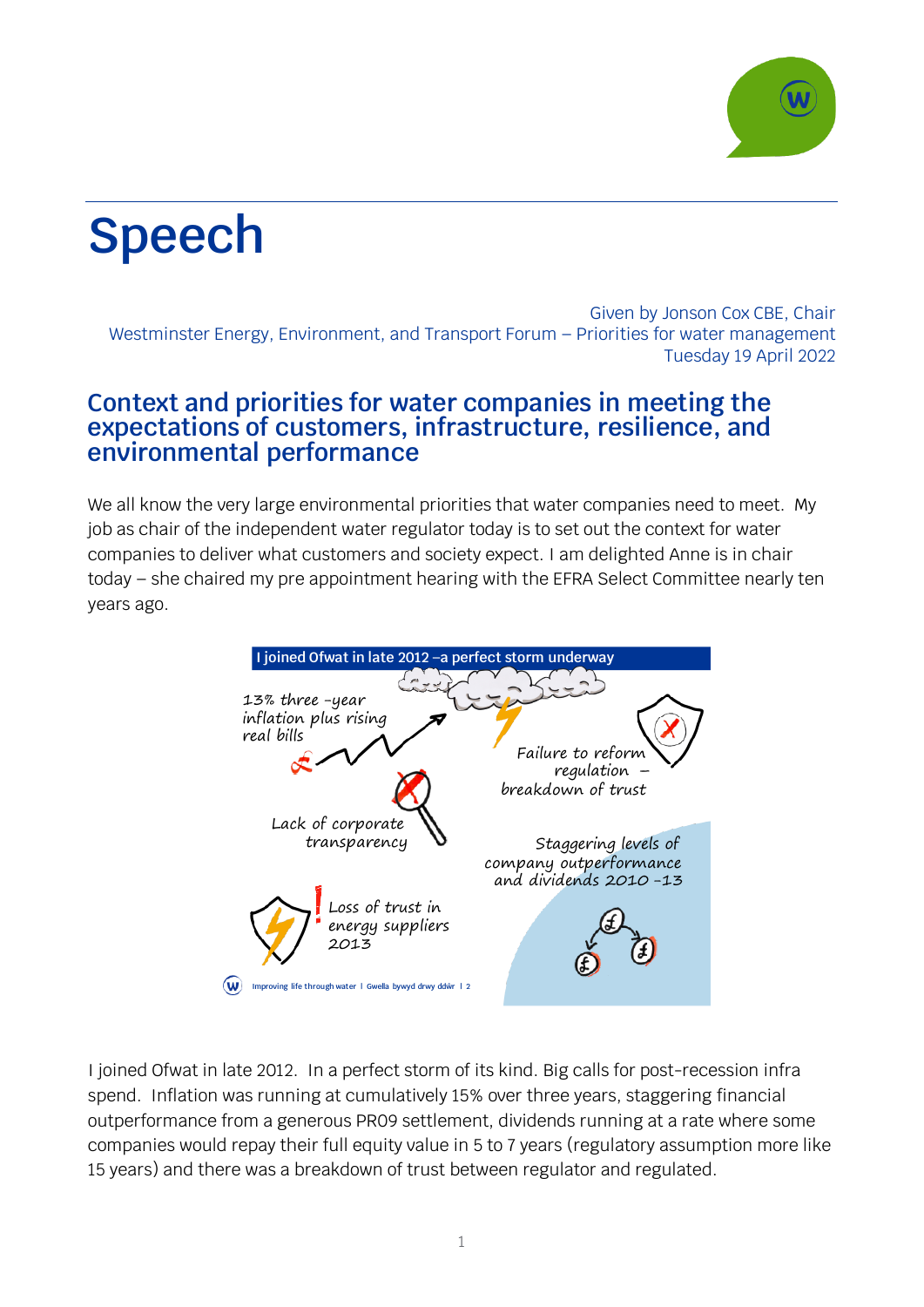# Speech

Given by Jonson Cox CBE, Chair
Westminster Energy, Environment, and Transport Forum – Priorities for water management
Tuesday 19 April 2022

## Context and priorities for water companies in meeting the expectations of customers, infrastructure, resilience, and environmental performance

We all know the very large environmental priorities that water companies need to meet. My job as chair of the independent water regulator today is to set out the context for water companies to deliver what customers and society expect. I am delighted Anne is in chair today – she chaired my pre appointment hearing with the EFRA Select Committee nearly ten years ago.

I joined Ofwat in late 2012 –a perfect storm underway

13% three -year inflation plus rising real bills

Failure to reform regulation – breakdown of trust

Lack of corporate transparency

Staggering levels of company outperformance and dividends 2010 -13

Loss of trust in energy suppliers 2013

I joined Ofwat in late 2012. In a perfect storm of its kind. Big calls for post-recession infra spend. Inflation was running at cumulatively 15% over three years, staggering financial outperformance from a generous PR09 settlement, dividends running at a rate where some companies would repay their full equity value in 5 to 7 years (regulatory assumption more like 15 years) and there was a breakdown of trust between regulator and regulated.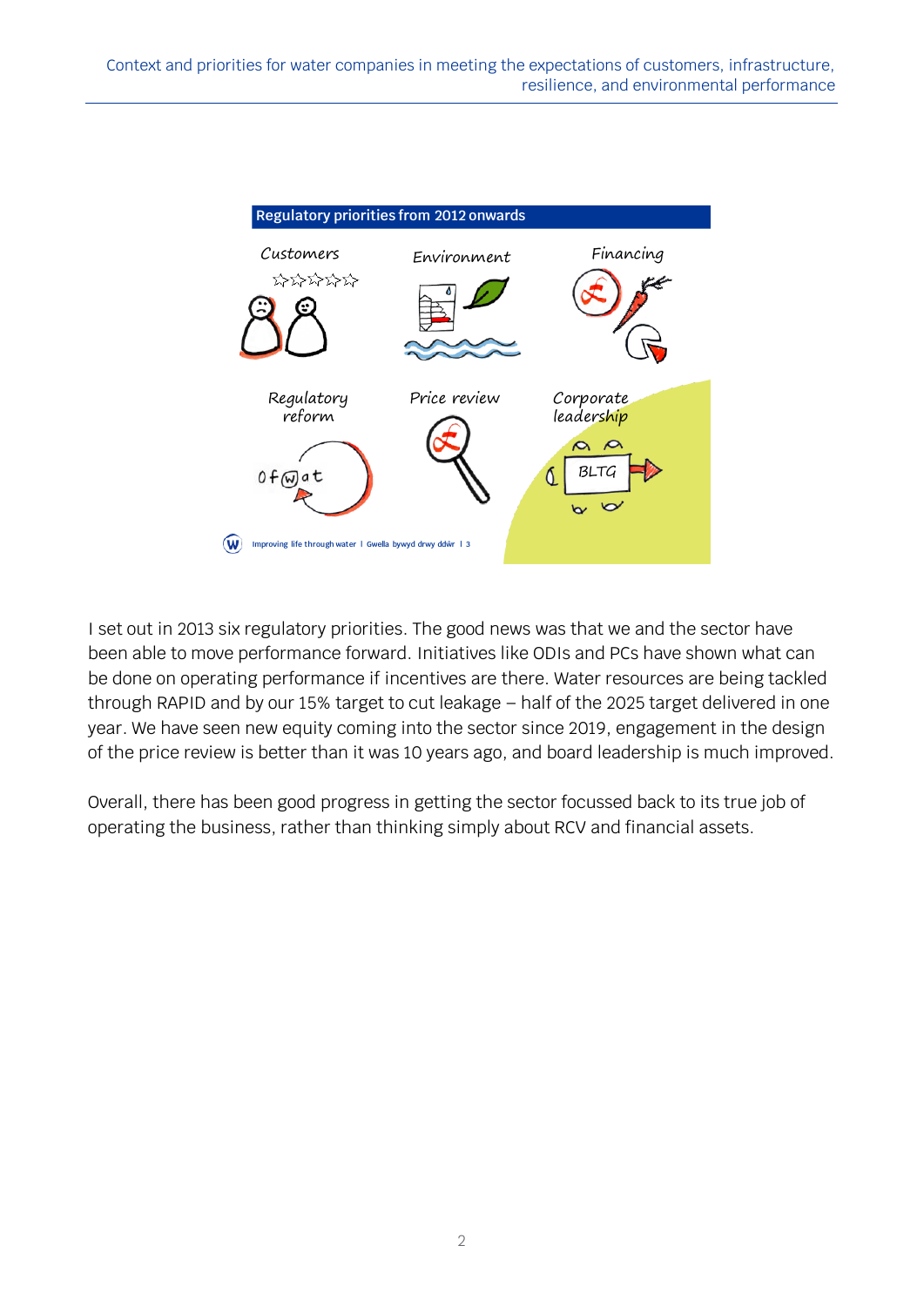Regulatory priorities from 2012 onwards

Customers

Environment

Financing

Regulatory reform

Price review

Corporate leadership

I set out in 2013 six regulatory priorities. The good news was that we and the sector have been able to move performance forward. Initiatives like ODIs and PCs have shown what can be done on operating performance if incentives are there. Water resources are being tackled through RAPID and by our 15% target to cut leakage – half of the 2025 target delivered in one year. We have seen new equity coming into the sector since 2019, engagement in the design of the price review is better than it was 10 years ago, and board leadership is much improved.

Overall, there has been good progress in getting the sector focussed back to its true job of operating the business, rather than thinking simply about RCV and financial assets.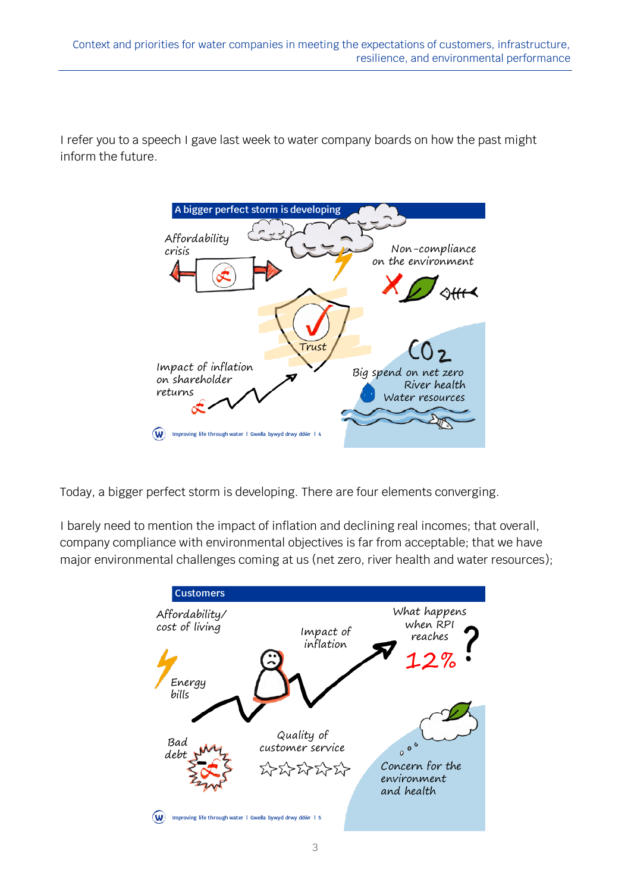I refer you to a speech I gave last week to water company boards on how the past might inform the future.

Today, a bigger perfect storm is developing. There are four elements converging.

I barely need to mention the impact of inflation and declining real incomes; that overall, company compliance with environmental objectives is far from acceptable; that we have major environmental challenges coming at us (net zero, river health and water resources);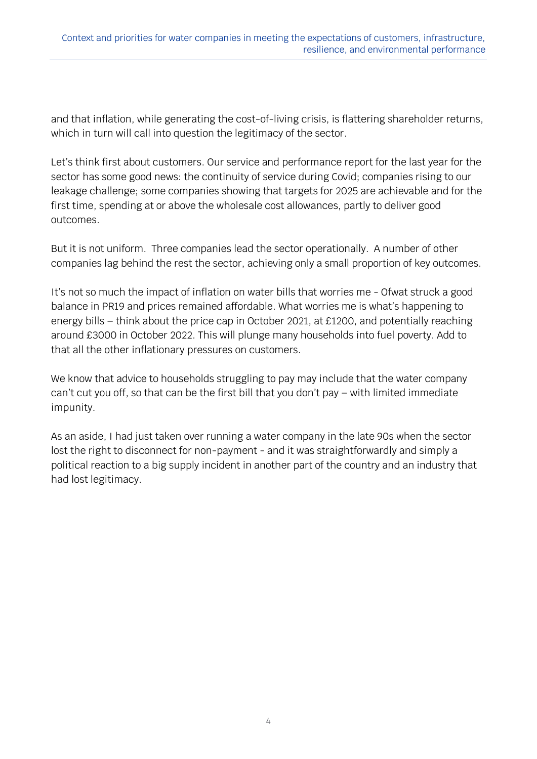and that inflation, while generating the cost-of-living crisis, is flattering shareholder returns, which in turn will call into question the legitimacy of the sector.

Let's think first about customers. Our service and performance report for the last year for the sector has some good news: the continuity of service during Covid; companies rising to our leakage challenge; some companies showing that targets for 2025 are achievable and for the first time, spending at or above the wholesale cost allowances, partly to deliver good outcomes.

But it is not uniform. Three companies lead the sector operationally. A number of other companies lag behind the rest the sector, achieving only a small proportion of key outcomes.

It's not so much the impact of inflation on water bills that worries me - Ofwat struck a good balance in PR19 and prices remained affordable. What worries me is what's happening to energy bills – think about the price cap in October 2021, at £1200, and potentially reaching around £3000 in October 2022. This will plunge many households into fuel poverty. Add to that all the other inflationary pressures on customers.

We know that advice to households struggling to pay may include that the water company can't cut you off, so that can be the first bill that you don't pay – with limited immediate impunity.

As an aside, I had just taken over running a water company in the late 90s when the sector lost the right to disconnect for non-payment - and it was straightforwardly and simply a political reaction to a big supply incident in another part of the country and an industry that had lost legitimacy.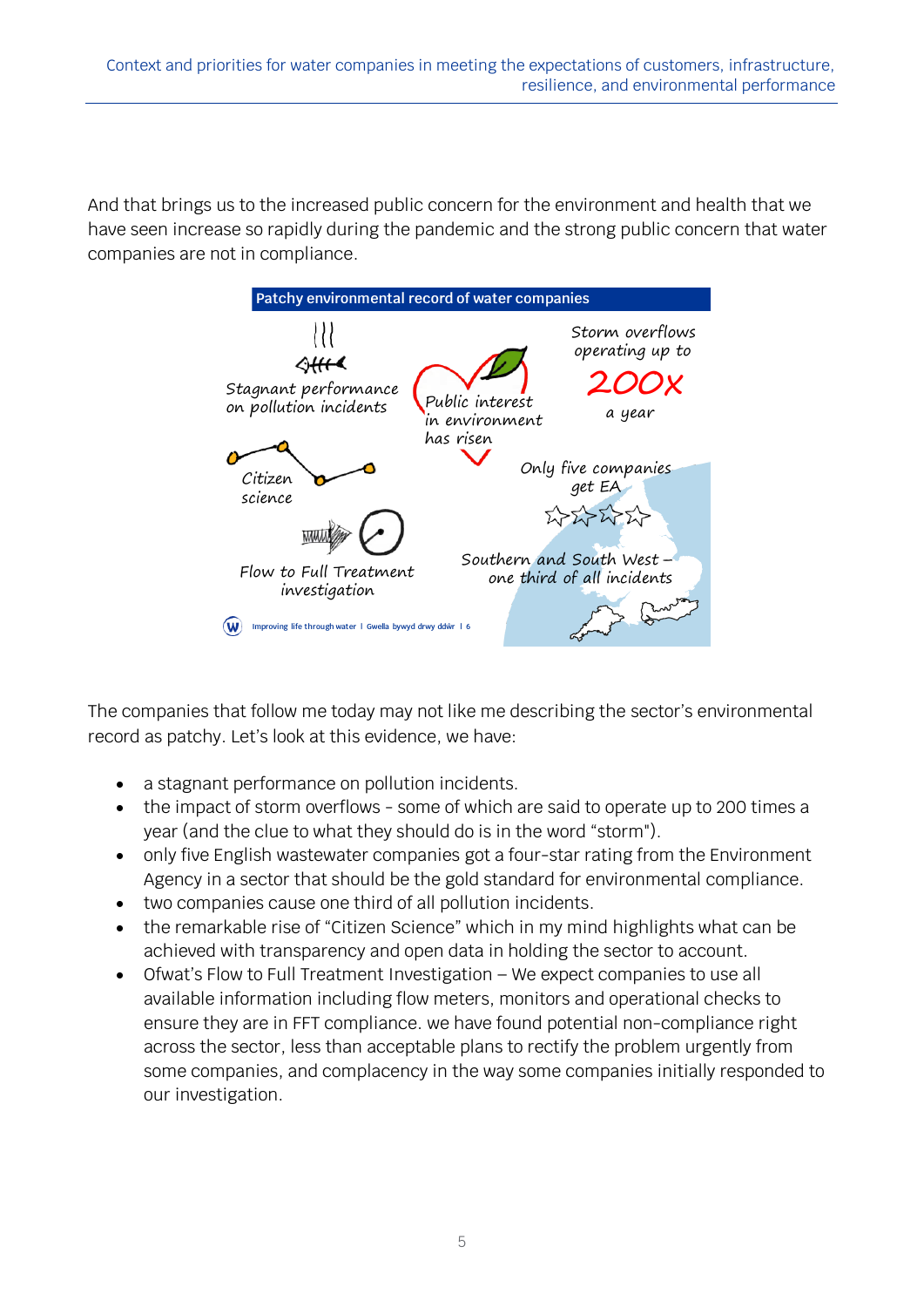And that brings us to the increased public concern for the environment and health that we have seen increase so rapidly during the pandemic and the strong public concern that water companies are not in compliance.

The companies that follow me today may not like me describing the sector's environmental record as patchy. Let's look at this evidence, we have:

- a stagnant performance on pollution incidents.
- the impact of storm overflows - some of which are said to operate up to 200 times a year (and the clue to what they should do is in the word "storm").
- only five English wastewater companies got a four-star rating from the Environment Agency in a sector that should be the gold standard for environmental compliance.
- two companies cause one third of all pollution incidents.
- the remarkable rise of "Citizen Science" which in my mind highlights what can be achieved with transparency and open data in holding the sector to account.
- Ofwat's Flow to Full Treatment Investigation – We expect companies to use all available information including flow meters, monitors and operational checks to ensure they are in FFT compliance. we have found potential non-compliance right across the sector, less than acceptable plans to rectify the problem urgently from some companies, and complacency in the way some companies initially responded to our investigation.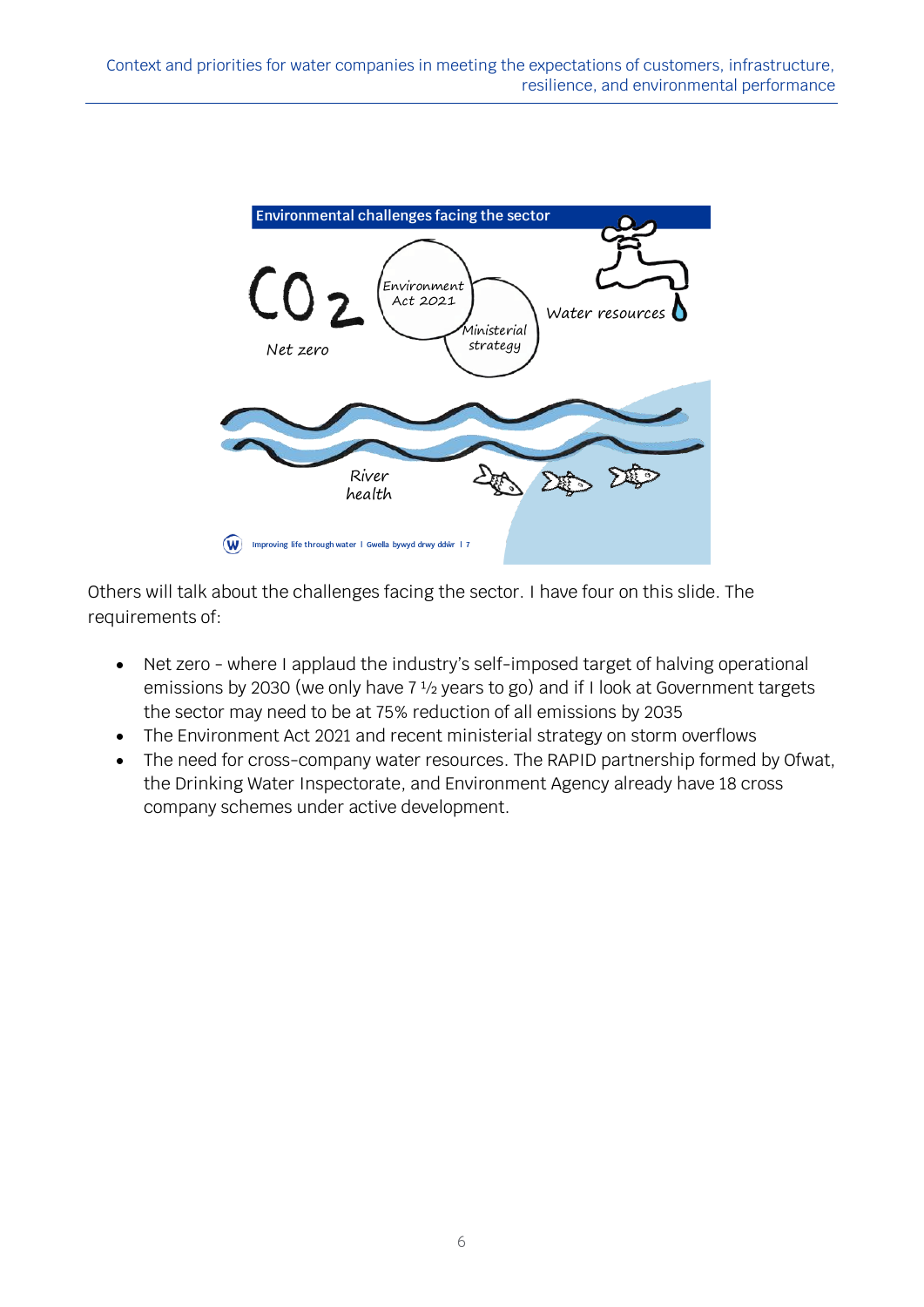Environmental challenges facing the sector

$CO_2$

Net zero

Environment Act 2021

Ministerial strategy

Water resources

River health

Improving life through water | Gwella bywyd drwy ddŵr | 7

Others will talk about the challenges facing the sector. I have four on this slide. The requirements of:

- Net zero - where I applaud the industry's self-imposed target of halving operational emissions by 2030 (we only have 7 ½ years to go) and if I look at Government targets the sector may need to be at 75% reduction of all emissions by 2035
- The Environment Act 2021 and recent ministerial strategy on storm overflows
- The need for cross-company water resources. The RAPID partnership formed by Ofwat, the Drinking Water Inspectorate, and Environment Agency already have 18 cross company schemes under active development.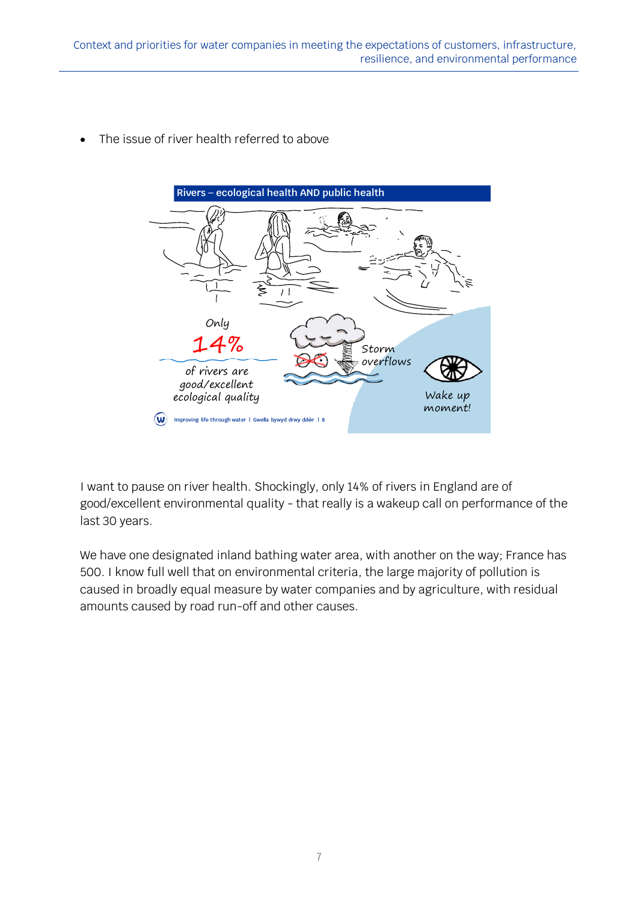- The issue of river health referred to above

I want to pause on river health. Shockingly, only 14% of rivers in England are of good/excellent environmental quality - that really is a wakeup call on performance of the last 30 years.

We have one designated inland bathing water area, with another on the way; France has 500. I know full well that on environmental criteria, the large majority of pollution is caused in broadly equal measure by water companies and by agriculture, with residual amounts caused by road run-off and other causes.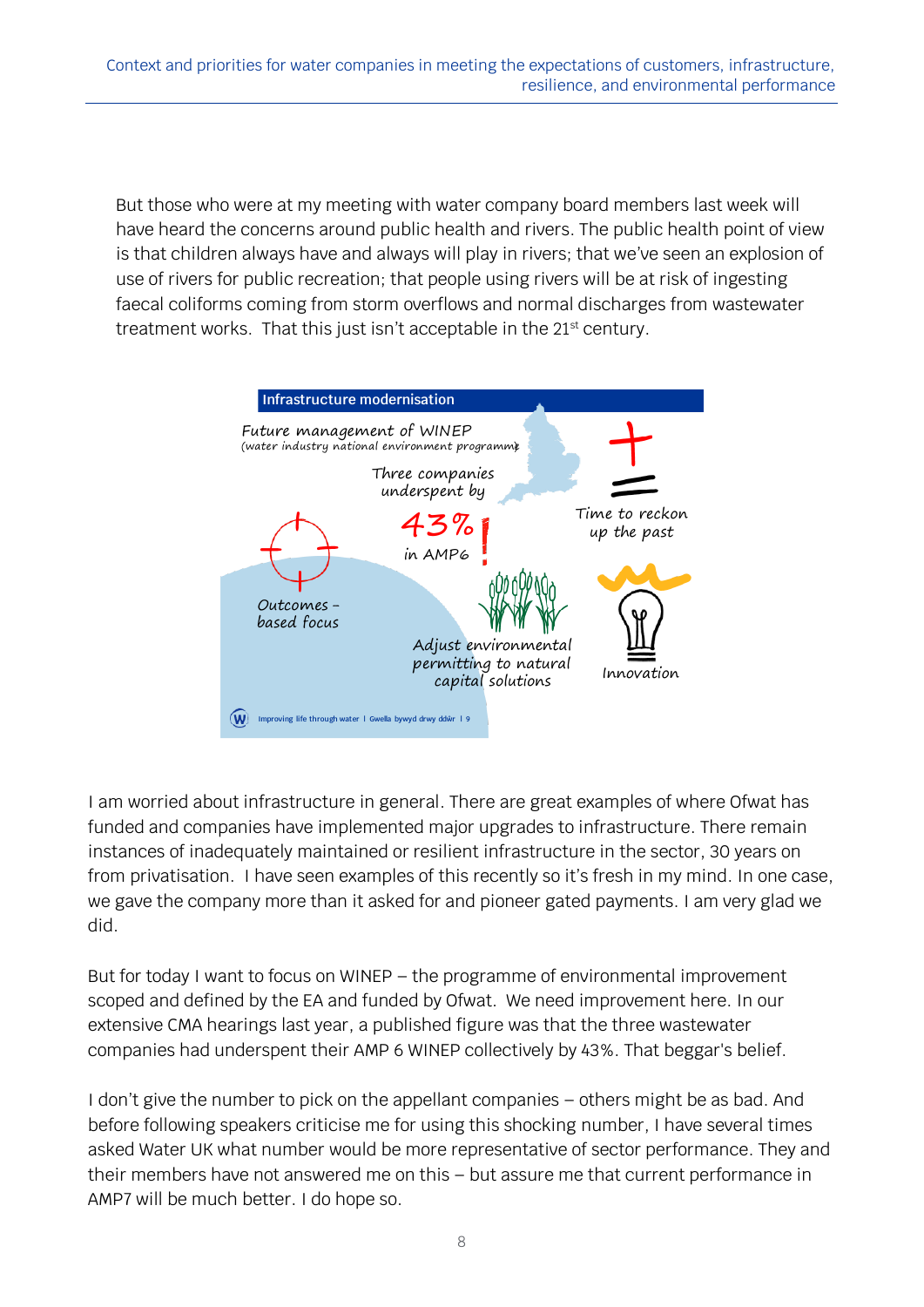But those who were at my meeting with water company board members last week will have heard the concerns around public health and rivers. The public health point of view is that children always have and always will play in rivers; that we've seen an explosion of use of rivers for public recreation; that people using rivers will be at risk of ingesting faecal coliforms coming from storm overflows and normal discharges from wastewater treatment works. That this just isn't acceptable in the 21st century.

**Infrastructure modernisation**

Future management of WINEP
(water industry national environment programme)

Three companies underspent by

43%!

in AMP6

Time to reckon up the past

Outcomes - based focus

Adjust environmental permitting to natural capital solutions

Innovation

Improving life through water I Gwella bywyd drwy ddŵr I 9

I am worried about infrastructure in general. There are great examples of where Ofwat has funded and companies have implemented major upgrades to infrastructure. There remain instances of inadequately maintained or resilient infrastructure in the sector, 30 years on from privatisation. I have seen examples of this recently so it's fresh in my mind. In one case, we gave the company more than it asked for and pioneer gated payments. I am very glad we did.

But for today I want to focus on WINEP – the programme of environmental improvement scoped and defined by the EA and funded by Ofwat. We need improvement here. In our extensive CMA hearings last year, a published figure was that the three wastewater companies had underspent their AMP 6 WINEP collectively by 43%. That beggar's belief.

I don't give the number to pick on the appellant companies – others might be as bad. And before following speakers criticise me for using this shocking number, I have several times asked Water UK what number would be more representative of sector performance. They and their members have not answered me on this – but assure me that current performance in AMP7 will be much better. I do hope so.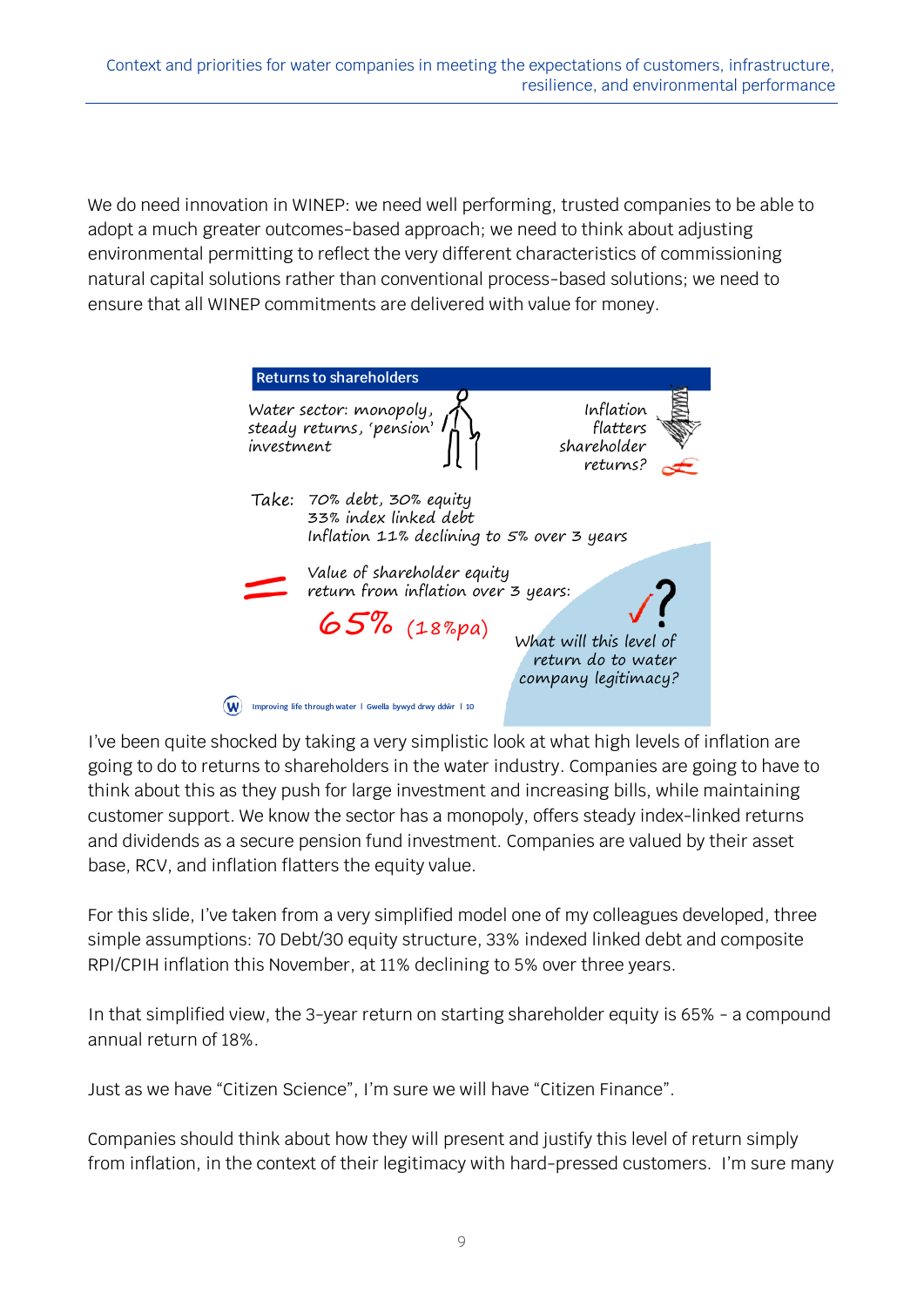We do need innovation in WINEP: we need well performing, trusted companies to be able to adopt a much greater outcomes-based approach; we need to think about adjusting environmental permitting to reflect the very different characteristics of commissioning natural capital solutions rather than conventional process-based solutions; we need to ensure that all WINEP commitments are delivered with value for money.

**Returns to shareholders**

Water sector: monopoly, steady returns, 'pension' investment

Inflation flatters shareholder returns?

Take: 70% debt, 30% equity
33% index linked debt
Inflation 11% declining to 5% over 3 years

= Value of shareholder equity return from inflation over 3 years:

65% (18%pa)

What will this level of return do to water company legitimacy?

Improving life through water | Gwella bywyd drwy ddŵr | 10

I've been quite shocked by taking a very simplistic look at what high levels of inflation are going to do to returns to shareholders in the water industry. Companies are going to have to think about this as they push for large investment and increasing bills, while maintaining customer support. We know the sector has a monopoly, offers steady index-linked returns and dividends as a secure pension fund investment. Companies are valued by their asset base, RCV, and inflation flatters the equity value.

For this slide, I've taken from a very simplified model one of my colleagues developed, three simple assumptions: 70 Debt/30 equity structure, 33% indexed linked debt and composite RPI/CPIH inflation this November, at 11% declining to 5% over three years.

In that simplified view, the 3-year return on starting shareholder equity is 65% - a compound annual return of 18%.

Just as we have "Citizen Science", I'm sure we will have "Citizen Finance".

Companies should think about how they will present and justify this level of return simply from inflation, in the context of their legitimacy with hard-pressed customers. I'm sure many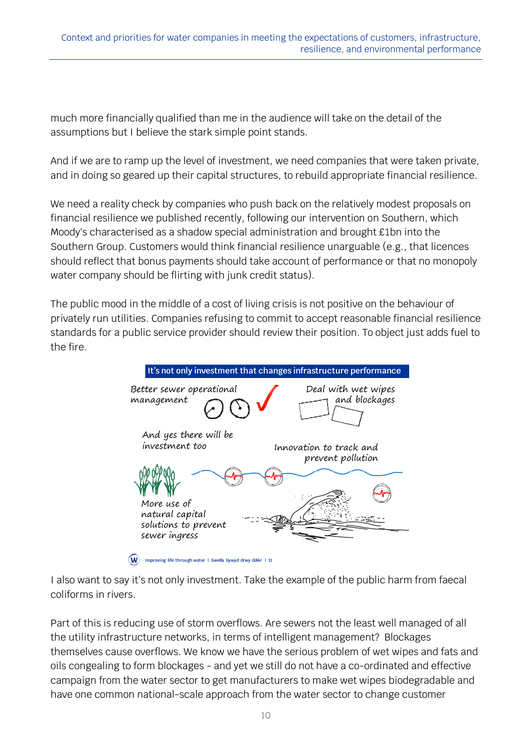much more financially qualified than me in the audience will take on the detail of the assumptions but I believe the stark simple point stands.

And if we are to ramp up the level of investment, we need companies that were taken private, and in doing so geared up their capital structures, to rebuild appropriate financial resilience.

We need a reality check by companies who push back on the relatively modest proposals on financial resilience we published recently, following our intervention on Southern, which Moody's characterised as a shadow special administration and brought £1bn into the Southern Group. Customers would think financial resilience unarguable (e.g., that licences should reflect that bonus payments should take account of performance or that no monopoly water company should be flirting with junk credit status).

The public mood in the middle of a cost of living crisis is not positive on the behaviour of privately run utilities. Companies refusing to commit to accept reasonable financial resilience standards for a public service provider should review their position. To object just adds fuel to the fire.

**It's not only investment that changes infrastructure performance**

Better sewer operational management

Deal with wet wipes and blockages

And yes there will be investment too

Innovation to track and prevent pollution

More use of natural capital solutions to prevent sewer ingress

Improving life through water | Gwella bywyd drwy ddŵr | 11

I also want to say it's not only investment. Take the example of the public harm from faecal coliforms in rivers.

Part of this is reducing use of storm overflows. Are sewers not the least well managed of all the utility infrastructure networks, in terms of intelligent management? Blockages themselves cause overflows. We know we have the serious problem of wet wipes and fats and oils congealing to form blockages - and yet we still do not have a co-ordinated and effective campaign from the water sector to get manufacturers to make wet wipes biodegradable and have one common national-scale approach from the water sector to change customer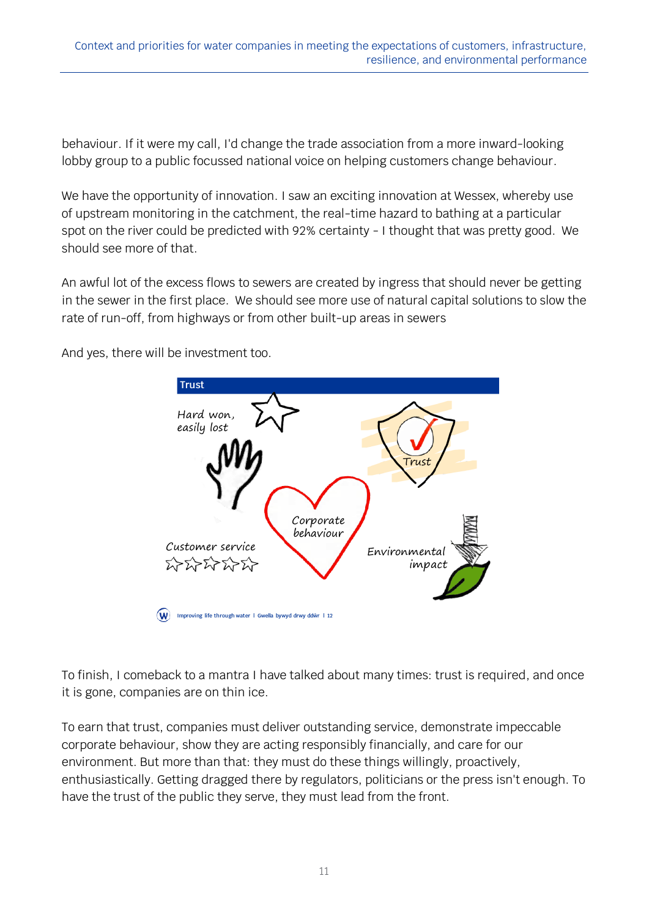behaviour. If it were my call, I'd change the trade association from a more inward-looking lobby group to a public focussed national voice on helping customers change behaviour.

We have the opportunity of innovation. I saw an exciting innovation at Wessex, whereby use of upstream monitoring in the catchment, the real-time hazard to bathing at a particular spot on the river could be predicted with 92% certainty - I thought that was pretty good. We should see more of that.

An awful lot of the excess flows to sewers are created by ingress that should never be getting in the sewer in the first place. We should see more use of natural capital solutions to slow the rate of run-off, from highways or from other built-up areas in sewers

And yes, there will be investment too.

Trust

Hard won, easily lost

Trust

Corporate behaviour

Customer service

Environmental impact

Improving life through water | Gwella bywyd drwy ddŵr | 12

To finish, I comeback to a mantra I have talked about many times: trust is required, and once it is gone, companies are on thin ice.

To earn that trust, companies must deliver outstanding service, demonstrate impeccable corporate behaviour, show they are acting responsibly financially, and care for our environment. But more than that: they must do these things willingly, proactively, enthusiastically. Getting dragged there by regulators, politicians or the press isn't enough. To have the trust of the public they serve, they must lead from the front.